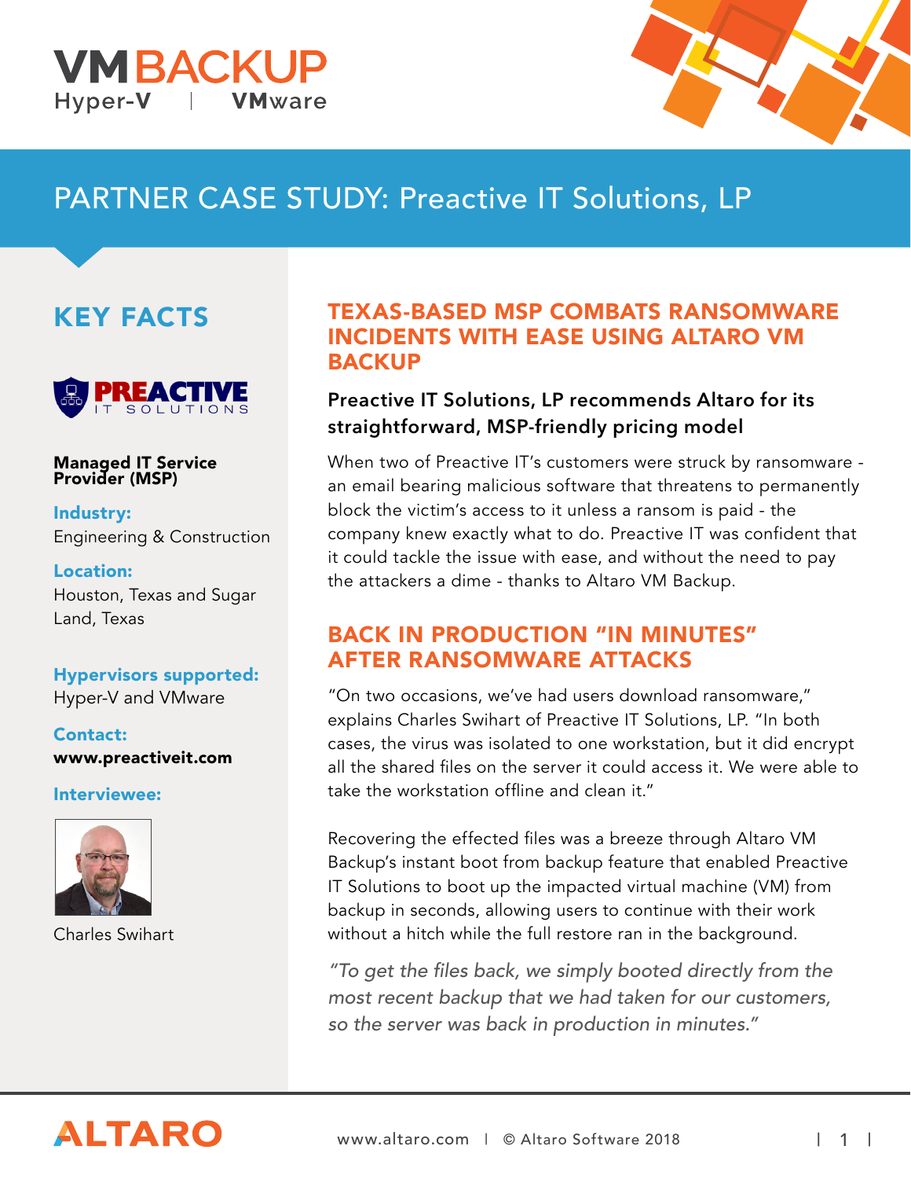VMBACKUP
Hyper-V | VMware

# PARTNER CASE STUDY: Preactive IT Solutions, LP

## KEY FACTS

PREACTIVE IT SOLUTIONS

**Managed IT Service Provider (MSP)**

**Industry:**
Engineering & Construction

**Location:**
Houston, Texas and Sugar Land, Texas

**Hypervisors supported:**
Hyper-V and VMware

**Contact:**
**www.preactiveit.com**

**Interviewee:**

Charles Swihart

## TEXAS-BASED MSP COMBATS RANSOMWARE INCIDENTS WITH EASE USING ALTARO VM BACKUP

### Preactive IT Solutions, LP recommends Altaro for its straightforward, MSP-friendly pricing model

When two of Preactive IT's customers were struck by ransomware - an email bearing malicious software that threatens to permanently block the victim's access to it unless a ransom is paid - the company knew exactly what to do. Preactive IT was confident that it could tackle the issue with ease, and without the need to pay the attackers a dime - thanks to Altaro VM Backup.

## BACK IN PRODUCTION "IN MINUTES" AFTER RANSOMWARE ATTACKS

"On two occasions, we've had users download ransomware," explains Charles Swihart of Preactive IT Solutions, LP. "In both cases, the virus was isolated to one workstation, but it did encrypt all the shared files on the server it could access it. We were able to take the workstation offline and clean it."

Recovering the effected files was a breeze through Altaro VM Backup's instant boot from backup feature that enabled Preactive IT Solutions to boot up the impacted virtual machine (VM) from backup in seconds, allowing users to continue with their work without a hitch while the full restore ran in the background.

*"To get the files back, we simply booted directly from the most recent backup that we had taken for our customers, so the server was back in production in minutes."*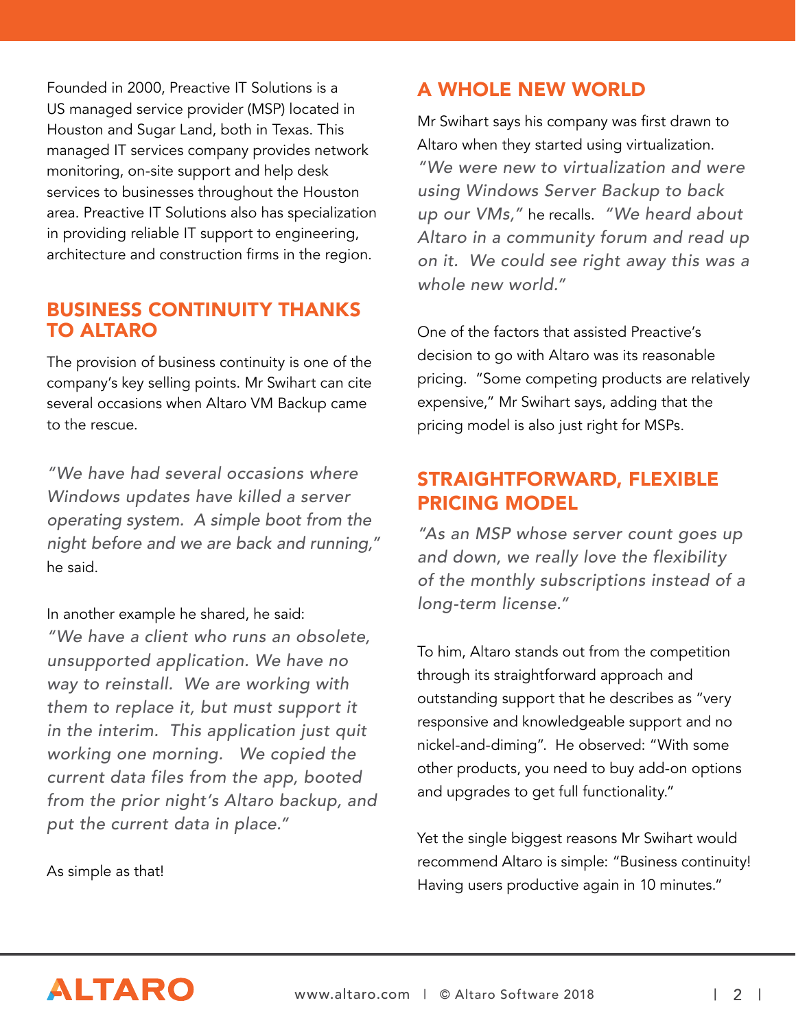Founded in 2000, Preactive IT Solutions is a US managed service provider (MSP) located in Houston and Sugar Land, both in Texas. This managed IT services company provides network monitoring, on-site support and help desk services to businesses throughout the Houston area. Preactive IT Solutions also has specialization in providing reliable IT support to engineering, architecture and construction firms in the region.

## BUSINESS CONTINUITY THANKS TO ALTARO

The provision of business continuity is one of the company's key selling points. Mr Swihart can cite several occasions when Altaro VM Backup came to the rescue.

*"We have had several occasions where Windows updates have killed a server operating system. A simple boot from the night before and we are back and running,"* he said.

In another example he shared, he said: *"We have a client who runs an obsolete, unsupported application. We have no way to reinstall. We are working with them to replace it, but must support it in the interim. This application just quit working one morning. We copied the current data files from the app, booted from the prior night's Altaro backup, and put the current data in place."*

As simple as that!

## A WHOLE NEW WORLD

Mr Swihart says his company was first drawn to Altaro when they started using virtualization. *"We were new to virtualization and were using Windows Server Backup to back up our VMs,"* he recalls. *"We heard about Altaro in a community forum and read up on it. We could see right away this was a whole new world."*

One of the factors that assisted Preactive's decision to go with Altaro was its reasonable pricing. "Some competing products are relatively expensive," Mr Swihart says, adding that the pricing model is also just right for MSPs.

## STRAIGHTFORWARD, FLEXIBLE PRICING MODEL

*"As an MSP whose server count goes up and down, we really love the flexibility of the monthly subscriptions instead of a long-term license."*

To him, Altaro stands out from the competition through its straightforward approach and outstanding support that he describes as "very responsive and knowledgeable support and no nickel-and-diming". He observed: "With some other products, you need to buy add-on options and upgrades to get full functionality."

Yet the single biggest reasons Mr Swihart would recommend Altaro is simple: "Business continuity! Having users productive again in 10 minutes."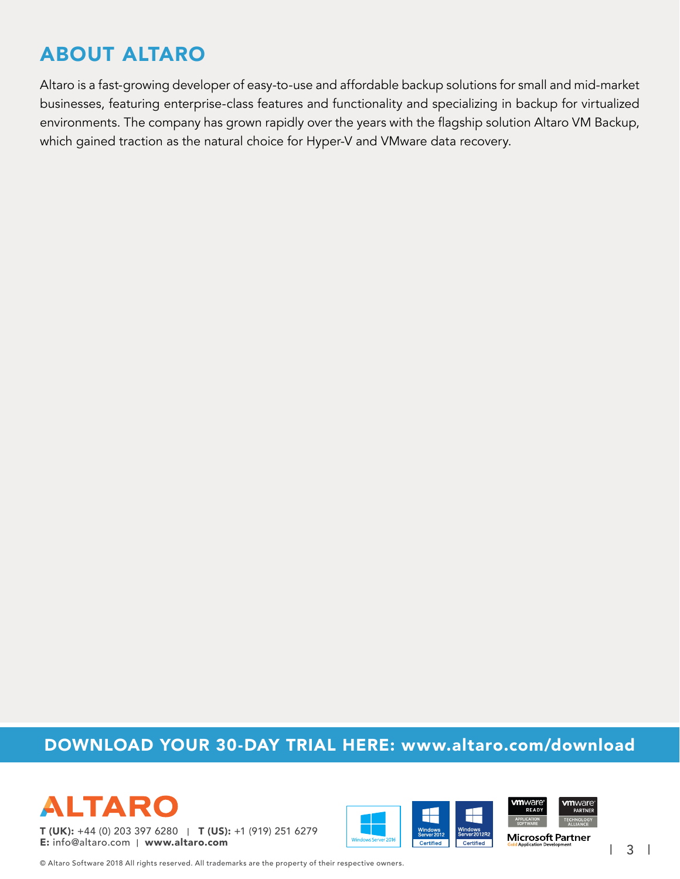## ABOUT ALTARO

Altaro is a fast-growing developer of easy-to-use and affordable backup solutions for small and mid-market businesses, featuring enterprise-class features and functionality and specializing in backup for virtualized environments. The company has grown rapidly over the years with the flagship solution Altaro VM Backup, which gained traction as the natural choice for Hyper-V and VMware data recovery.

**DOWNLOAD YOUR 30-DAY TRIAL HERE: www.altaro.com/download**

ALTARO

**T (UK):** +44 (0) 203 397 6280 | **T (US):** +1 (919) 251 6279
**E:** info@altaro.com | **www.altaro.com**

© Altaro Software 2018 All rights reserved. All trademarks are the property of their respective owners.